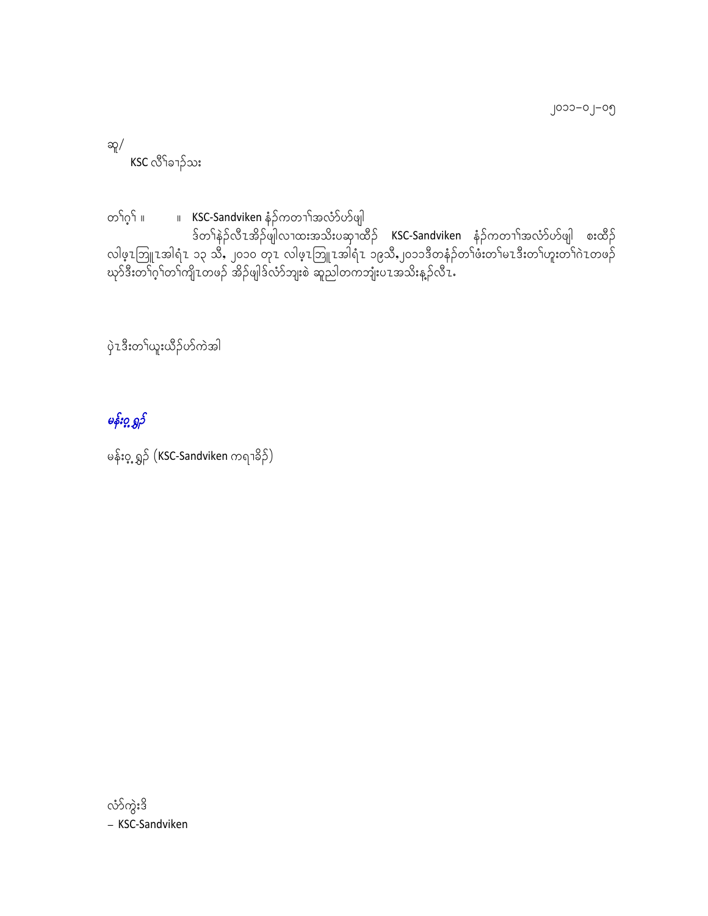၂၀၁၁–၀၂–၀၅

ဆူ/
KSC လီၢ်ခၢၣ်သး

တၢ်ဂ့ၢ် ။ ။ **KSC-Sandviken** နံၣ်ကတၢၢ်အလံာ်ပာ်ဖျါ

ဒ်တၢ်နဲၣ်လီၤအိၣ်ဖျါလၢထးအသိးပဆ့ၢထီၣ် **KSC-Sandviken** နံၣ်ကတၢၢ်အလံာ်ပာ်ဖျါ စးထီၣ်လါဖ့ၤဘြူၤအါရံၤ ၁၃ သီ, ၂၀၁၀ တုၤ လါဖ့ၤဘြူၤအါရံၤ ၁၉သီ,၂၀၁၁ဒီတနံၣ်တၢ်ဖံးတၢ်မၤဒီးတၢ်ဟူးတၢ်ဂဲၤတဖၣ်ဃုာ်ဒီးတၢ်ဂ့ၢ်တၢ်ကျိၤတဖၣ် အိၣ်ဖျါဒ်လံာ်ဘျးစဲ ဆူညါတကဘျံးပၤအသိးန့ၣ်လီၤ.

ပှဲၤဒီးတၢ်ယူးယီၣ်ပာ်ကဲအါ

*မန်းဝ့ ရှၣ်*

မန်းဝ့ ရှၣ် (KSC-Sandviken ကရၢခိၣ်)

လံာ်ကွဲးဒိ
– KSC-Sandviken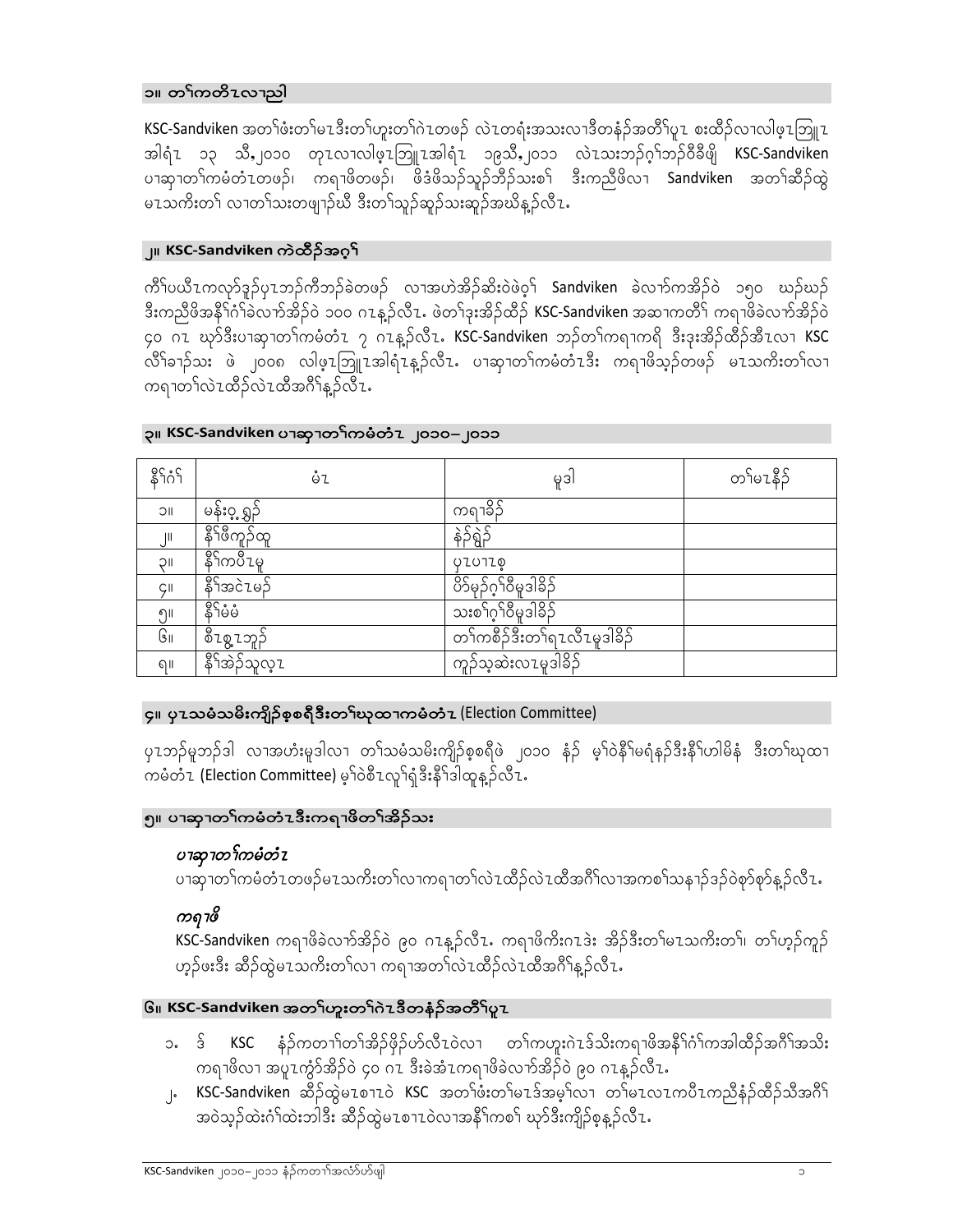## ၁။ တၢ်ကတီၤလၢညါ

KSC-Sandviken အတၢ်ဖံးတၢ်မၤဒီးတၢ်ဟူးတၢ်ဂဲၤတဖၣ် လဲၤတရံးအသးလၢဒီတနံၣ်အတီၢ်ပူၤ စးထိၣ်လၢလါဖ့ၤဘြူၤအါရံၤ ၁၃ သီ,၂၀၁၀ တုၤလၢလါဖ့ၤဘြူၤအါရံၤ ၁၉သီ,၂၀၁၁ လဲၤသးဘၣ်ဂ့ၢ်ဘၣ်ဝီခီဖျိ KSC-Sandviken ပၢဆှၢတၢ်ကမံတံၤတဖၣ်၊ ကရၢဖိတဖၣ်၊ ဖိဒံဖိသၣ်သူၣ်ဘိၣ်သးစၢ်ဒီးကညီဖိလၢ Sandviken အတၢ်ဆီၣ်ထွဲမၤသကိးတၢ် လၢတၢ်သးတဖျၢၣ်ဃီ ဒီးတၢ်သူၣ်ဆူၣ်သးဆူၣ်အဃိန့ၣ်လီၤ.

## ၂။ KSC-Sandviken ကဲထီၣ်အဂ့ၢ်

ကီၢ်ပယီၤကလှာ်ဒှၣ်ပှၤဘၣ်ကီဘၣ်ခဲတဖၣ် လၢအဟဲအိၣ်ဆိးဝဲဖဲဝ့ၢ် Sandviken ခဲလၢာ်ကအိၣ်ဝဲ ၁၅၀ ဃၣ်ဃၣ် ဒီးကညီဖိအနီၢ်ဂံၢ်ခဲလၢာ်အိၣ်ဝဲ ၁၀၀ ဂၤန့ၣ်လီၤ. ဖဲတၢ်ဒုးအိၣ်ထိၣ် KSC-Sandviken အဆၢကတီၢ် ကရၢဖိခဲလၢာ်အိၣ်ဝဲ ၄၀ ဂၤ ဃုာ်ဒီးပၢဆှၢတၢ်ကမံတံၤ ၇ ဂၤန့ၣ်လီၤ. KSC-Sandviken ဘၣ်တၢ်ကရၢကရိ ဒီးဒုးအိၣ်ထိၣ်အီၤလၢ KSC လီၢ်ခၢၣ်သး ဖဲ ၂၀၀၈ လါဖ့ၤဘြူၤအါရံၤန့ၣ်လီၤ. ပၢဆှၢတၢ်ကမံတံၤဒီး ကရၢဖိသ့ၣ်တဖၣ် မၤသကိးတၢ်လၢကရၢတၢ်လဲၤထိၣ်လဲၤထီအဂီၢ်န့ၣ်လီၤ.

## ၃။ KSC-Sandviken ပၢဆှၢတၢ်ကမံတံၤ ၂၀၁၀– ၂၀၁၁

| နီၢ်ဂံၢ် | မံၤ | မူဒါ | တၢ်မၤနီၣ် |
|---|---|---|---|
| ၁။ | မန်းဝ့ ရှၣ် | ကရၢခိၣ် | |
| ၂။ | နီၢ်ဖိကူၣ်ထူ | နဲၣ်ရှၣ် | |
| ၃။ | နီၢ်ကပီၤမူ | ပှၤပၢၤစ့ | |
| ၄။ | နီၢ်အငဲၤမၣ် | ပိာ်မုၣ်ဂ့ၢ်ဝီမူဒါခိၣ် | |
| ၅။ | နီၢ်မံမံ | သးစၢ်ဂ့ၢ်ဝီမူဒါခိၣ် | |
| ၆။ | စီၤစွၤဘူၣ် | တၢ်ကစိၣ်ဒီးတၢ်ရၤလီၤမူဒါခိၣ် | |
| ၇။ | နီၢ်အဲၣ်သူလ့ၤ | ကူၣ်သ့ဆဲးလၤမူဒါခိၣ် | |

## ၄။ ပှၤသမံသမိးကျိၣ်စ့စရီဒီးတၢ်ဃုထၢကမံတံၤ (Election Committee)

ပှၤဘၣ်မူဘၣ်ဒါ လၢအဟံးမူဒါလၢ တၢ်သမံသမိးကျိၣ်စ့စရီဖဲ ၂၀၁၀ နံၣ် မ့ၢ်ဝဲနီၢ်မရံနၣ်ဒီးနီၢ်ဟါမိနံ ဒီးတၢ်ဃုထၢကမံတံၤ (Election Committee) မ့ၢ်ဝဲစီၤလှၢ်ရှံဒီးနီၢ်ဒါထူန့ၣ်လီၤ.

## ၅။ ပၢဆှၢတၢ်ကမံတံၤဒီးကရၢဖိတၢ်အိၣ်သး

### *ပၢဆှၢတၢ်ကမံတံၤ*

ပၢဆှၢတၢ်ကမံတံၤတဖၣ်မၤသကိးတၢ်လၢကရၢတၢ်လဲၤထိၣ်လဲၤထီအဂီၢ်လၢအကစၢ်သနၢၣ်ဒၣ်ဝဲစှာ်စှာ်န့ၣ်လီၤ.

### *ကရၢဖိ*

KSC-Sandviken ကရၢဖိခဲလၢာ်အိၣ်ဝဲ ၉၀ ဂၤန့ၣ်လီၤ. ကရၢဖိကိးဂၤဒဲး အိၣ်ဒီးတၢ်မၤသကိးတၢ်၊ တၢ်ဟ့ၣ်ကူၣ်ဟ့ၣ်ဖးဒီး ဆီၣ်ထွဲမၤသကိးတၢ်လၢ ကရၢအတၢ်လဲၤထိၣ်လဲၤထီအဂီၢ်န့ၣ်လီၤ.

## ၆။ KSC-Sandviken အတၢ်ဟူးတၢ်ဂဲၤဒီတနံၣ်အတီၢ်ပူၤ

၁. ဒ် KSC နံၣ်ကတၢၢ်တၢ်အိၣ်ဖှိၣ်ဟ်လီၤဝဲလၢ တၢ်ကဟူးဂဲၤဒ်သိးကရၢဖိအနီၢ်ဂံၢ်ကအါထိၣ်အဂီၢ်အသိး ကရၢဖိလၢ အပူၤကွံာ်အိၣ်ဝဲ ၄၀ ဂၤ ဒီးခဲအံၤကရၢဖိခဲလၢာ်အိၣ်ဝဲ ၉၀ ဂၤန့ၣ်လီၤ.

၂. KSC-Sandviken ဆီၣ်ထွဲမၤစၢၤဝဲ KSC အတၢ်ဖံးတၢ်မၤဒ်အမ့ၢ်လၢ တၢ်မၤလၤကပီၤကညီနံၣ်ထိၣ်သီအဂီၢ် အဝဲသ့ၣ်ထဲးဂံၢ်ထဲးဘါဒီး ဆီၣ်ထွဲမၤစၢၤဝဲလၢအနီၢ်ကစၢ် ဃုာ်ဒီးကျိၣ်စ့န့ၣ်လီၤ.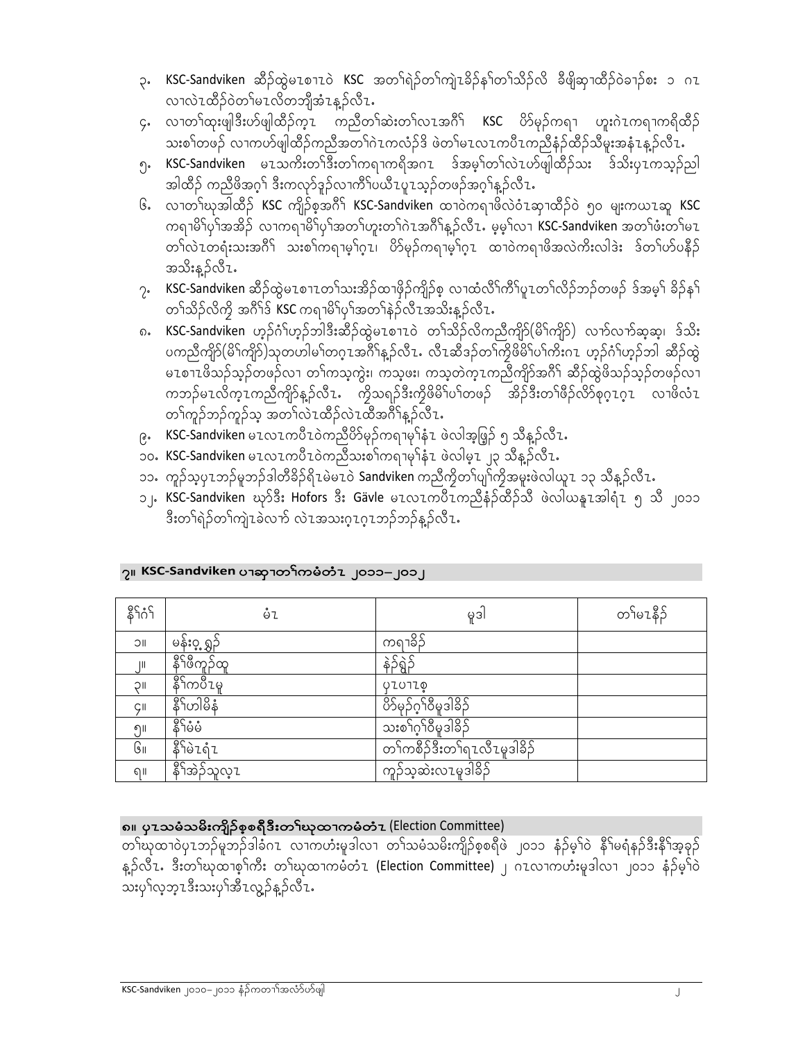၃. KSC-Sandviken ဆီၣ်ထွဲမၤစၢၤဝဲ KSC အတၢ်ရဲၣ်တၢ်ကျဲၤခိၣ်နၢ်တၢ်သိၣ်လိ ခီဖျိဆ့ၢထီၣ်ဝဲခၢၣ်စး ၁ ဂၤ လၢလဲၤထီၣ်ဝဲတၢ်မၤလိတဘျီအံၤန့ၣ်လီၤ.

၄. လၢတၢ်ထုးဖျါဒီးဟ်ဖျါထီၣ်က့ၤ ကညီတၢ်ဆဲးတၢ်လၤအဂီၢ် KSC ပိာ်မုၣ်ကရၢ ဟူးဂဲၤကရၢကရိထီၣ် သးစၢ်တဖၣ် လၢကဟ်ဖျါထီၣ်ကညီအတၢ်ဂဲၤကလံၣ်ဒီ ဖဲတၢ်မၤလၤကပီၤကညီနံၣ်ထီၣ်သီမုးအနံၤန့ၣ်လီၤ.

၅. KSC-Sandviken မၤသကိးတၢ်ဒီးတၢ်ကရၢကရိအဂၤ ဒ်အမ့ၢ်တၢ်လဲၤဟ်ဖျါထီၣ်သး ဒ်သိးပုၤကသ့ၣ်ညါ အါထီၣ် ကညီဖိအဂ့ၢ် ဒီးကလုာ်ဒ့ၣ်လၢကီၢ်ပယီၤပှၤသ့ၣ်တဖၣ်အဂ့ၢ်န့ၣ်လီၤ.

၆. လၢတၢ်ဃုအါထီၣ် KSC ကျိၣ်စ့အဂီၢ် KSC-Sandviken ထၢဝဲကရၢဖိလဲဝံၤဆ့ၢထီၣ်ဝဲ ၅၀ မုးကယၤဆူ KSC ကရၢမိၢ်ပှၢ်အအိၣ် လၢကရၢမိၢ်ပှၢ်အတၢ်ဟူးတၢ်ဂဲၤအဂီၢ်န့ၣ်လီၤ. မ့မ့ၢ်လၢ KSC-Sandviken အတၢ်ဖံးတၢ်မၤ တၢ်လဲၤတရံးသးအဂီၢ် သးစၢ်ကရၢမ့ၢ်ဂ့ၤ၊ ပိာ်မုၣ်ကရၢမ့ၢ်ဂ့ၤ ထၢဝဲကရၢဖိအလဲကိးလါဒံး ဒ်တၢ်ဟ်ပနီၣ် အသိးန့ၣ်လီၤ.

၇. KSC-Sandviken ဆီၣ်ထွဲမၤစၢၤတၢ်သးအိၣ်ထၢဖိၣ်ကျိၣ်စ့ လၢထံလီၢ်ကီၢ်ပှၤတၢ်လိၣ်ဘၣ်တဖၣ် ဒ်အမ့ၢ် ခိၣ်နၢ် တၢ်သိၣ်လိကို အဂီၢ်ဒ် KSC ကရၢမိၢ်ပှၢ်အတၢ်နဲၣ်လီၤအသိးန့ၣ်လီၤ.

၈. KSC-Sandviken ဟ့ၣ်ဂံၢ်ဟ့ၣ်ဘါဒီးဆီၣ်ထွဲမၤစၢၤဝဲ တၢ်သိၣ်လိကညီကျိာ်(မိၢ်ကျိာ်) လာ်လာ်ဆ့ဆ့၊ ဒ်သိး ပကညီကျိာ်(မိၢ်ကျိာ်)သုတဟါမၢ်တဂ့ၤအဂီၢ်န့ၣ်လီၤ. လီၤဆီဒၣ်တၢ်ကွဲဖိမိၢ်ပၢ်ကိးဂၤ ဟ့ၣ်ဂံၢ်ဟ့ၣ်ဘါ ဆီၣ်ထွဲ မၤစၢၤဖိသၣ်သ့ၣ်တဖၣ်လၢ တၢ်ကသ့ကွဲး၊ ကသ့ဖး၊ ကသ့တဲက့ၤကညီကျိာ်အဂီၢ် ဆီၣ်ထွဲဖိသၣ်သ့ၣ်တဖၣ်လၢ ကဘၣ်မၤလိက့ၤကညီကျိာ်န့ၣ်လီၤ. ကွဲသရၣ်ဒီးကွဲဖိမိၢ်ပၢ်တဖၣ် အိၣ်ဒီးတၢ်ဖိၣ်လိာ်စဲ့ဂ့ၤဂ့ၤ လၢဖိလံၤ တၢ်ကူၣ်ဘၣ်ကူၣ်သ့ အတၢ်လဲၤထီၣ်လဲၤထီအဂီၢ်န့ၣ်လီၤ.

၉. KSC-Sandviken မၤလၤကပီၤဝဲကညီပိာ်မုၣ်ကရၢမုၢ်နံၤ ဖဲလါအ့ဖြ့ၣ် ၅ သီန့ၣ်လီၤ.

၁၀. KSC-Sandviken မၤလၤကပီၤဝဲကညီသးစၢ်ကရၢမုၢ်နံၤ ဖဲလါမ့ၤ ၂၃ သီန့ၣ်လီၤ.

၁၁. ကူၣ်သ့ပှၤဘၣ်မူဘၣ်ဒါတီခိၣ်ရိၤမဲမၤဝဲ Sandviken ကညီကွဲတၢ်ပျ့ၢ်ကွဲအမူးဖဲလါယူၤ ၁၃ သီန့ၣ်လီၤ.

၁၂. KSC-Sandviken ဃုာ်ဒီး Hofors ဒီး Gävle မၤလၤကပီၤကညီနံၣ်ထီၣ်သီ ဖဲလါယနူၤအါရံၤ ၅ သီ ၂၀၁၁ ဒီးတၢ်ရဲၣ်တၢ်ကျဲၤခဲလာ် လဲၤအသးဂ့ၤဂ့ၤဘၣ်ဘၣ်န့ၣ်လီၤ.

## ၇။ KSC-Sandviken ပၢဆှၢတၢ်ကမံတံၤ ၂၀၁၁–၂၀၁၂

| နီၢ်ဂံၢ် | မံၤ | မူဒါ | တၢ်မၤနီၣ် |
| --- | --- | --- | --- |
| ၁။ | မန်းဝ့ ရှၣ် | ကရၢခိၣ် | |
| ၂။ | နီၢ်ဖိကူၣ်ထူ | နဲၣ်ရှဲၣ် | |
| ၃။ | နီၢ်ကပီၤမူ | ပှၤပၢၤစ့ | |
| ၄။ | နီၢ်ဟါမိန် | ပိာ်မုၣ်ဂ့ၢ်ဝီမူဒါခိၣ် | |
| ၅။ | နီၢ်မံမံ | သးစၢ်ဂ့ၢ်ဝီမူဒါခိၣ် | |
| ၆။ | နီၢ်မဲၤရံၤ | တၢ်ကစီၣ်ဒီးတၢ်ရၤလီၤမူဒါခိၣ် | |
| ၈။ | နီၢ်အဲၣ်သူလ့ၤ | ကူၣ်သ့ဆဲးလၤမူဒါခိၣ် | |

## ၈။ ပှၤသမံသမိးကျိၣ်စ့စရီဒီးတၢ်ဃုထၢကမံတံၤ (Election Committee)

တၢ်ဃုထၢဝဲပှၤဘၣ်မူဘၣ်ဒါခံဂၤ လၢကဟံးမူဒါလၢ တၢ်သမံသမိးကျိၣ်စ့စရီဖဲ ၂၀၁၁ နံၣ်မ့ၢ်ဝဲ နီၢ်မရံနၣ်ဒီးနီၢ်အ့ခုၣ် န့ၣ်လီၤ. ဒီးတၢ်ဃုထၢစ့ၢ်ကီး တၢ်ဃုထၢကမံတံၤ (Election Committee) ၂ ဂၤလၢကဟံးမူဒါလၢ ၂၀၁၁ နံၣ်မ့ၢ်ဝဲ သးပှၢ်လ့ဘ့ၤဒီးသးပှၢ်အီၤလ္ၣ်န့ၣ်လီၤ.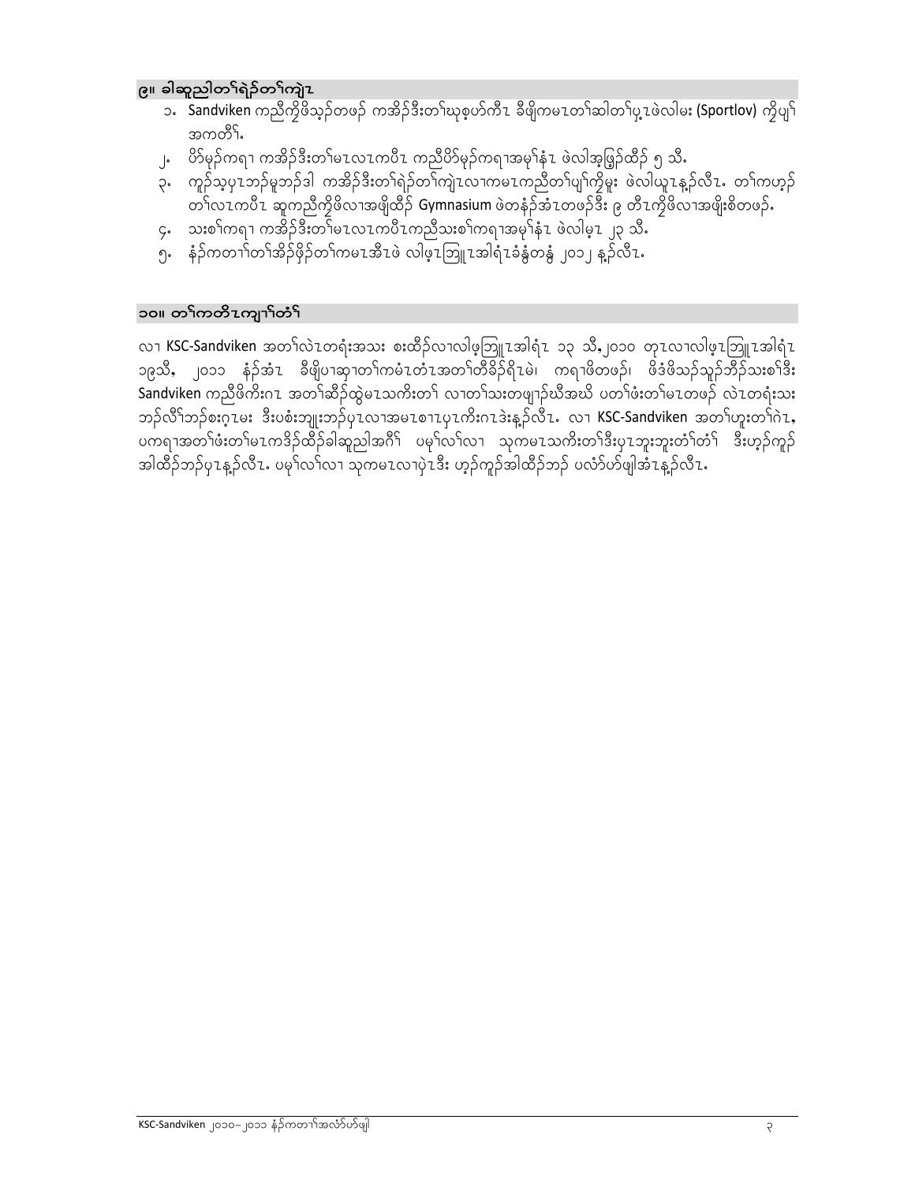## ၉။ ခါဆူညါတၫ်ရဲ၃်တၫ်ကျဲၤ

၁. Sandviken ကညီကိုဖိသ့၃်တဖ၃် ကအိ၃်ဒီးတၫ်ဃုစ့ဟ်ကီၤ ခီဖျိကမၤတၫ်ဆါတၫ်ပှ့ၤဖဲလါမး (Sportlov) ကိုပျၫ် အကတိၫ်.

၂. ဟိ်မု၃်ကရၢ ကအိ၃်ဒီးတၫ်မၤလၤကပီၤ ကညီပိ်မု၃်ကရၢအမုၫ်နံၤ ဖဲလါအ့ဖြ့၃်ထိ၃် ၅ သီ.

၃. ကူ၃်သ့ပှၤဘ၃်မူဘ၃်ဒါ ကအိ၃်ဒီးတၫ်ရဲ၃်တၫ်ကျဲၤလၢကမၤကညီတၫ်ပျၫ်ကို၃်မူး ဖဲလါယူၤန့၃်လီၤ. တၫ်ကဟ့၃် တၫ်လၤကပီၤ ဆူကညီကို၃်ဖိလၢအဖျိထိ၃် Gymnasium ဖဲတနံ၃်အံၤတဖ၃်ဒီး ၉ တီၤကို၃်ဖိလၢအဖျိးစိတဖ၃်.

၄. သးစၫ်ကရၢ ကအိ၃်ဒီးတၫ်မၤလၤကပီၤကညီသးစၫ်ကရၢအမုၫ်နံၤ ဖဲလါမ့ၤ ၂၃ သီ.

၅. နံ၃်ကတၢၫ်တၫ်အိ၃်ဖှိ၃်တၫ်ကမၤအီၤဖဲ လါဖ့ၤဘြူၤအါရံၤခံန့ံတနံ့ ၂၀၁၂ န့၃်လီၤ.

## ၁၀။ တၫ်ကတိၤကျၢၫ်တံၫ်

လၢ KSC-Sandviken အတၫ်လဲၤတရံးအသး စးထိ၃်လၢလါဖ့ဘြူၤအါရံၤ ၁၃ သီ,၂၀၁၀ တုၤလၢလါဖ့ၤဘြူၤအါရံၤ ၁၉သီ, ၂၀၁၁ နံ၃်အံၤ ခီဖျိပၢဆှၢတၫ်ကမံၤတံၤအတၫ်တီခိ၃်ရိၤမဲ၊ ကရၢဖိတဖ၃်၊ ဖိဒံဖိသ၃်သူ၃်ဘိ၃်သးစၫ်ဒီး Sandviken ကညီဖိကီးဂၤ အတၫ်ဆီ၃်ထွဲမၤသကိးတၫ် လၢတၫ်သးတဖျၢ၃်ဃီအဃိ ပတၫ်ဖံးတၫ်မၤတဖ၃် လဲၤတရံးသး ဘ၃်လီၫ်ဘ၃်စးဂ့ၤမး ဒီးပစံးဘျုးဘ၃်ပှၤလၢအမၤစၢၤပှၤကီးဂၤဒဲးန့၃်လီၤ. လၢ KSC-Sandviken အတၫ်ဟူးတၫ်ဂဲၤ, ပကရၢအတၫ်ဖံးတၫ်မၤကဒိ၃်ထိ၃်ခါဆူညါအဂီၫ် ပမုၫ်လၫ်လၢ သုကမၤသကိးတၫ်ဒီးပှၤဘူးဘူးတံၫ်တံၫ် ဒီးဟ့၃်ကူ၃် အါထိ၃်ဘ၃်ပှၤန့၃်လီၤ. ပမုၫ်လၫ်လၢ သုကမၤလၢပှဲၤဒီး ဟ့၃်ကူ၃်အါထိ၃်ဘ၃် ပလံ်ဟ်ဖျါအံၤန့၃်လီၤ.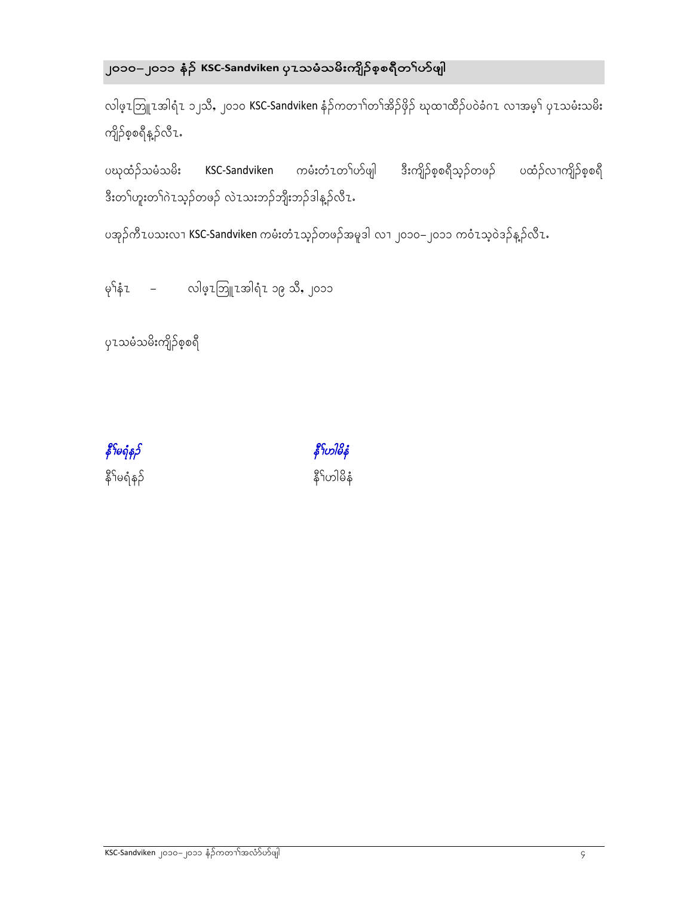## ၂၀၁၀– ၂၀၁၁ နံၣ် KSC-Sandviken ပှၤသမံသမိးကျိၣ်စ့စရီတၢ်ပာ်ဖျါ

လါဖ့ၤဘြူၤအါရံၤ ၁၂သီ, ၂၀၁၀ KSC-Sandviken နံၣ်ကတၢၢ်တၢ်အိၣ်ဖိုၣ် ဃုထၢထီၣ်ပဝဲခံဂၤ လၢအမ့ၢ် ပှၤသမံးသမိး ကျိၣ်စ့စရီန့ၣ်လီၤ.

ပဃုထံၣ်သမံသမိး KSC-Sandviken ကမံးတံၤတၢ်ပာ်ဖျါ ဒီးကျိၣ်စ့စရီသ့ၣ်တဖၣ် ပထံၣ်လၢကျိၣ်စ့စရီ ဒီးတၢ်ဟူးတၢ်ဂဲၤသ့ၣ်တဖၣ် လဲၤသးဘၣ်ဘျိးဘၣ်ဒါန့ၣ်လီၤ.

ပအုၣ်ကီၤပသးလၢ KSC-Sandviken ကမံးတံၤသ့ၣ်တဖၣ်အမူဒါ လၢ ၂၀၁၀– ၂၀၁၁ ကဝံၤသ့ဝဲဒၣ်န့ၣ်လီၤ.

မုၢ်နံၤ – လါဖ့ၤဘြူၤအါရံၤ ၁၉ သီ, ၂၀၁၁

ပှၤသမံသမိးကျိၣ်စ့စရီ

*နီၢ်မရံနၣ်* *နီၢ်ဟါမိနံ*

နီၢ်မရံနၣ် နီၢ်ဟါမိနံ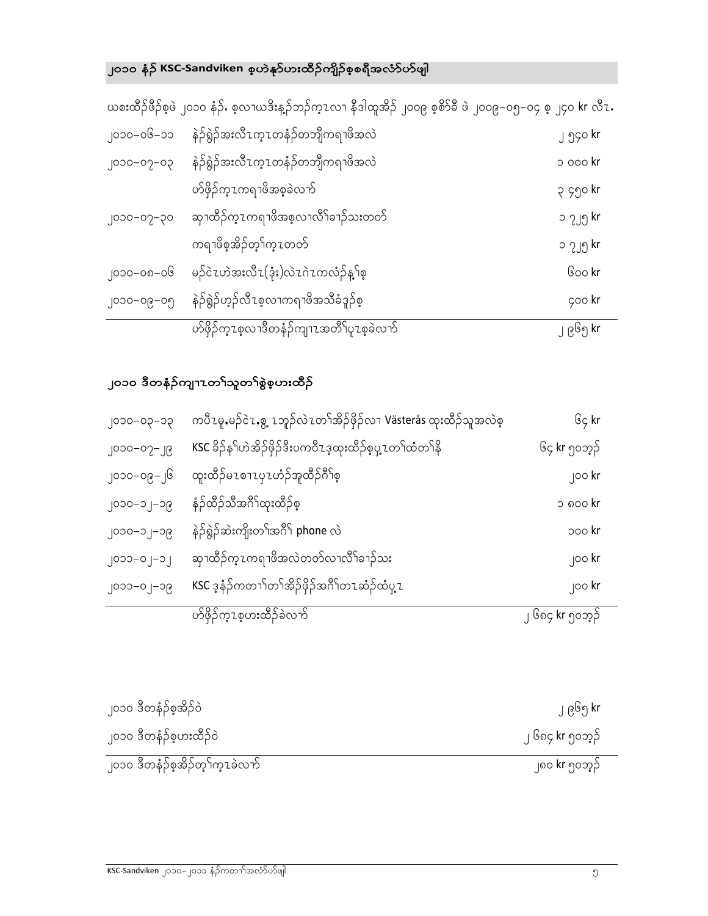## ၂၀၁၀ နံၣ် KSC-Sandviken စ့ပဲနှ်ဟးထီၣ်ကျိၣ်စ့စရီအလံာ်ဟ်ဖျါ

ယစးထီၣ်ဖိၣ်စ့ဖဲ ၂၀၁၀ နံၣ်. စ့လၢဃဒိးနှ့ၣ်ဘၣ်ကွ့ၤလၢ နီဒါထူအိၣ် ၂၀၀၉ စ့စိာ်ခီ ဖဲ ၂၀၀၉–၀၅–၀၄ စ့ ၂၄၀ kr လီၤ.

| | | |
|---|---|---|
| ၂၀၁၀–၀၆–၁၁ | နဲၣ်ရွဲၣ်အးလီၤကွ့ၤတနံၣ်တဘျီကရၢဖိအလဲ | ၂ ၅၄၀ kr |
| ၂၀၁၀–၀၇–၀၃ | နဲၣ်ရွဲၣ်အးလီၤကွ့ၤတနံၣ်တဘျီကရၢဖိအလဲ | ၁ ၀၀၀ kr |
| | ဟ်ဖိုၣ်ကွ့ၤကရၢဖိအစ့ခဲလၢာ် | ၃ ၄၅၀ kr |
| ၂၀၁၀–၀၇–၃၀ | ဆုၢထီၣ်ကွ့ၤကရၢဖိအစ့လၢလီၢ်ခၢၣ်သးတတ် | ၁ ၇၂၅ kr |
| | ကရၢဖိစ့အိၣ်တ့ၢ်ကွ့ၤတတ် | ၁ ၇၂၅ kr |
| ၂၀၁၀–၀၈–၀၆ | မၣ်ငဲၤဟဲအးလီၤ(ဒုံး)လဲၤဂဲၤကလံၣ်နှ့ၢ်စ့ | ၆၀၀ kr |
| ၂၀၁၀–၀၉–၀၅ | နဲၣ်ရွဲၣ်ဟ့ၣ်လီၤစ့လၢကရၢဖိအသိခံဒုၣ်စ့ | ၄၀၀ kr |
| | ဟ်ဖိုၣ်ကွ့ၤစ့လၢဒီတနံၣ်ကျၢၤအတိၢ်ပူၤစ့ခဲလၢာ် | ၂ ၉၆၅ kr |

## ၂၀၁၀ ဒီတနံၣ်ကျၢၤတၢ်သူတၢ်စွဲစ့ဟးထီၣ်

| | | |
|---|---|---|
| ၂၀၁၀–၀၃–၁၃ | ကပီၤမူ,မၣ်ငဲၤ,စွ့ၤဘှၣ်လဲၤတၢ်အိၣ်ဖိုၣ်လၢ Västerås ထုးထီၣ်သူအလဲစ့ | ၆၄ kr |
| ၂၀၁၀–၀၇–၂၉ | KSC ခိၣ်နၢ်ဟဲအိၣ်ဖိုၣ်ဒီးပကဝီၤဒ့ထုးထီၣ်စ့ပှ့ၤတၢ်ထံတၢ်နိ | ၆၄ kr ၅၀ဘ့ၣ် |
| ၂၀၁၀–၀၉–၂၆ | ထုးထီၣ်မၤစၢၤပှၤဟံၣ်အူထီၣ်ဂီၢ်စ့ | ၂၀၀ kr |
| ၂၀၁၀–၁၂–၁၉ | နံၣ်ထိၣ်သီအဂီၢ်ထုးထီၣ်စ့ | ၁ ၈၀၀ kr |
| ၂၀၁၀–၁၂–၁၉ | နဲၣ်ရွဲၣ်ဆဲးကျိးတၢ်အဂီၢ် phone လဲ | ၁၀၀ kr |
| ၂၀၁၁–၀၂–၁၂ | ဆုၢထီၣ်ကွ့ၤကရၢဖိအလဲတတ်လၢလီၢ်ခၢၣ်သး | ၂၀၀ kr |
| ၂၀၁၁–၀၂–၁၉ | KSC ဒ့နံၣ်ကတၢၢ်တၢ်အိၣ်ဖိုၣ်အဂီၢ်တၤဆံၣ်ထံပှ့ၤ | ၂၀၀ kr |
| | ဟ်ဖိုၣ်ကွ့ၤစ့ဟးထီၣ်ခဲလၢာ် | ၂ ၆၈၄ kr ၅၀ဘ့ၣ် |

| | |
|---|---|
| ၂၀၁၀ ဒီတနံၣ်စ့အိၣ်ဝဲ | ၂ ၉၆၅ kr |
| ၂၀၁၀ ဒီတနံၣ်စ့ဟးထီၣ်ဝဲ | ၂ ၆၈၄ kr ၅၀ဘ့ၣ် |
| ၂၀၁၀ ဒီတနံၣ်စ့အိၣ်တ့ၢ်ကွ့ၤခဲလၢာ် | ၂၈၀ kr ၅၀ဘ့ၣ် |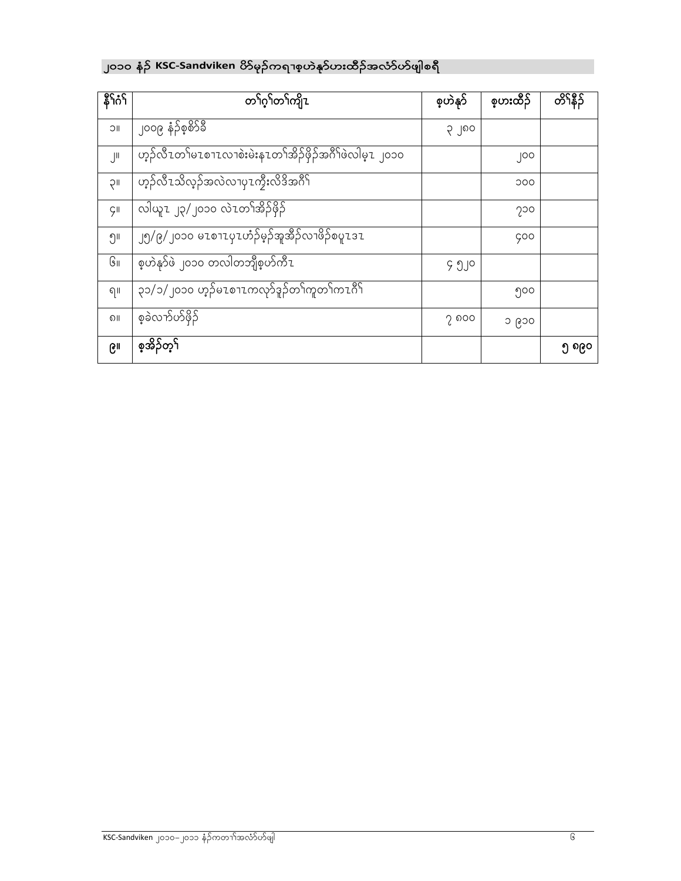## ၂၀၁၀ နံၣ် KSC-Sandviken ပိဉ်မုၣ်ကရၢစ့ဟဲနုာ်ဟးထီၣ်အလံာ်ပာ်ဖျါစရီ

| နီၢ်ဂံၢ် | တၢ်ဂ့ၢ်တၢ်ကျိၤ | စ့ဟဲနုာ် | စ့ဟးထီၣ် | တိၢ်နီၣ် |
|---|---|---|---|---|
| ၁။ | ၂၀၀၉ နံၣ်စ့စိာ်ခီ | ၃ ၂၈၀ | | |
| ၂။ | ဟ့ၣ်လီၤတၢ်မၤစၢၤလၢစဲးမဲးနၤတၢ်အိၣ်ဖှိၣ်အဂီၢ်ဖဲလါမ့ၤ ၂၀၁၀ | | ၂၀၀ | |
| ၃။ | ဟ့ၣ်လီၤသိလ့ၣ်အလဲလၢပှၤကွီးလိဒိအဂီၢ် | | ၁၀၀ | |
| ၄။ | လါယူၤ ၂၃/ ၂၀၁၀ လဲၤတၢ်အိၣ်ဖှိၣ် | | ၇၁၀ | |
| ၅။ | ၂၅/၉/ ၂၀၁၀ မၤစၢၤပှၤဟံၣ်မုၣ်အူအိၣ်လၢဖိၣ်စပူၤဒၤ | | ၄၀၀ | |
| ၆။ | စ့ဟဲနုာ်ဖဲ ၂၀၁၀ တလါတဘျီစ့ဟ်ကီၤ | ၄ ၅၂၀ | | |
| ၇။ | ၃၁/၁/ ၂၀၁၀ ဟ့ၣ်မၤစၢၤကလုာ်ဒူၣ်တၢ်ကူတၢ်ကၤဂီၢ် | | ၅၀၀ | |
| ၈။ | စ့ခဲလၢာ်ဟ်ဖှိၣ် | ၇ ၈၀၀ | ၁ ၉၁၀ | |
| **၉။** | **စ့အိၣ်တ့ၢ်** | | | **၅ ၈၉၀** |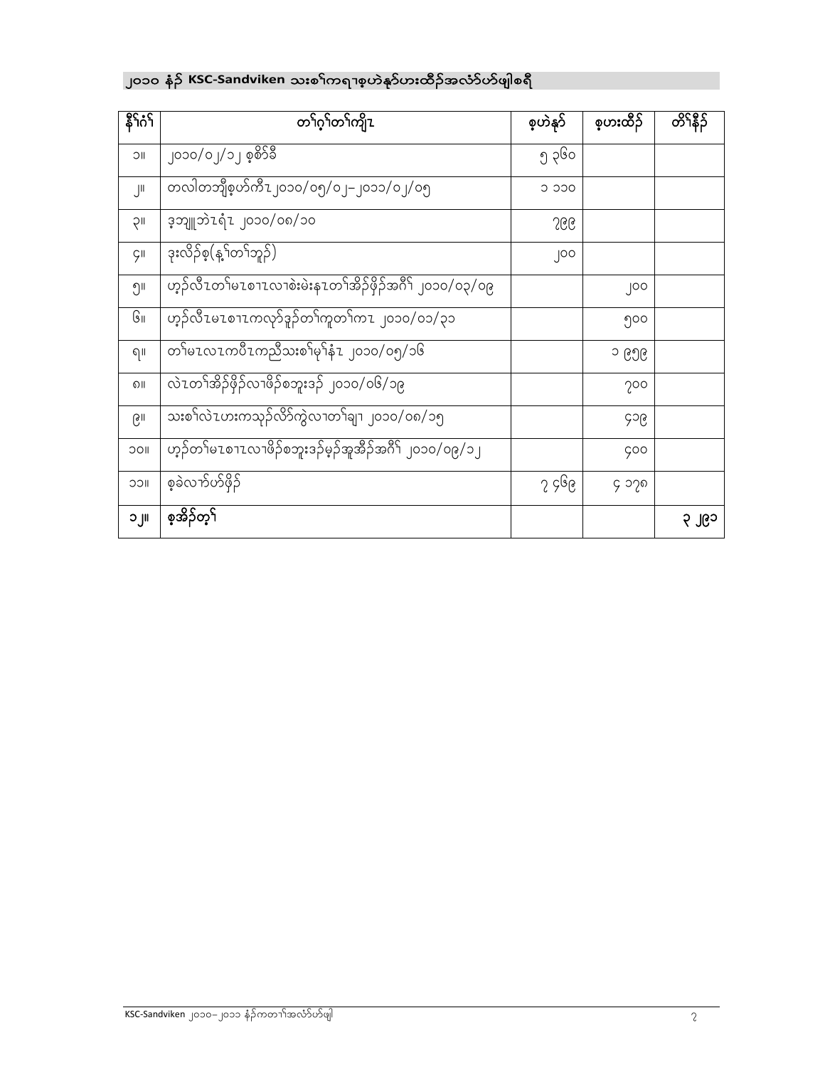## ၂၀၁၀ နံၣ် KSC-Sandviken သးစၢ်ကရၢစ့ဟဲနုာ်ဟးထီၣ်အလံာ်ဟ်ဖျါစရီ

| နီၢ်ဂံၢ် | တၢ်ဂ့ၢ်တၢ်ကျိၤ | စ့ဟဲနုာ် | စ့ဟးထီၣ် | တိၢ်နီၣ် |
|---|---|---|---|---|
| ၁။ | ၂၀၁၀/၀၂/၁၂ စ့စိာ်ခီ | ၅ ၃၆၀ | | |
| ၂။ | တလါတဘျီစ့ဟ်ကီၤ ၂၀၁၀/၀၅/၀၂–၂၀၁၁/၀၂/၀၅ | ၁ ၁၁၀ | | |
| ၃။ | ဒ့ဘျုဘဲၤရံၤ ၂၀၁၀/၀၈/၁၀ | ၇၉၉ | | |
| ၄။ | ဒုးလိဉ်စ့(နူ့ၢ်တၢ်ဘူဉ်) | ၂၀၀ | | |
| ၅။ | ဟ့ဉ်လီၤတၢ်မၤစၢၤလၢစဲးမဲးနၤတၢ်အိဉ်ဖှိဉ်အဂီၢ် ၂၀၁၀/၀၃/၀၉ | | ၂၀၀ | |
| ၆။ | ဟ့ဉ်လီၤမၤစၢၤကလုာ်ဒူဉ်တၢ်ကူတၢ်ကၤ ၂၀၁၀/၀၁/၃၁ | | ၅၀၀ | |
| ၇။ | တၢ်မၤလၤကပီၤကညီသးစၢ်မုၢ်နံၤ ၂၀၁၀/၀၅/၁၆ | | ၁ ၉၅၉ | |
| ၈။ | လဲၤတၢ်အိဉ်ဖှိဉ်လၢဖိဉ်စဘူးဒဉ် ၂၀၁၀/၀၆/၁၉ | | ၇၀၀ | |
| ၉။ | သးစၢ်လဲၤဟးကသုဉ်လိာ်ကွဲလၢတၢ်ချၢ ၂၀၁၀/၀၈/၁၅ | | ၄၁၉ | |
| ၁၀။ | ဟ့ဉ်တၢ်မၤစၢၤလၢဖိဉ်စဘူးဒဉ်မ့ဉ်အူအိဉ်အဂီၢ် ၂၀၁၀/၀၉/၁၂ | | ၄၀၀ | |
| ၁၁။ | စ့ခဲလၢာ်ဟ်ဖှိဉ် | ၇ ၄၆၉ | ၄ ၁၇၈ | |
| **၁၂။** | **စ့အိဉ်တ့ၢ်** | | | **၃ ၂၉၁** |